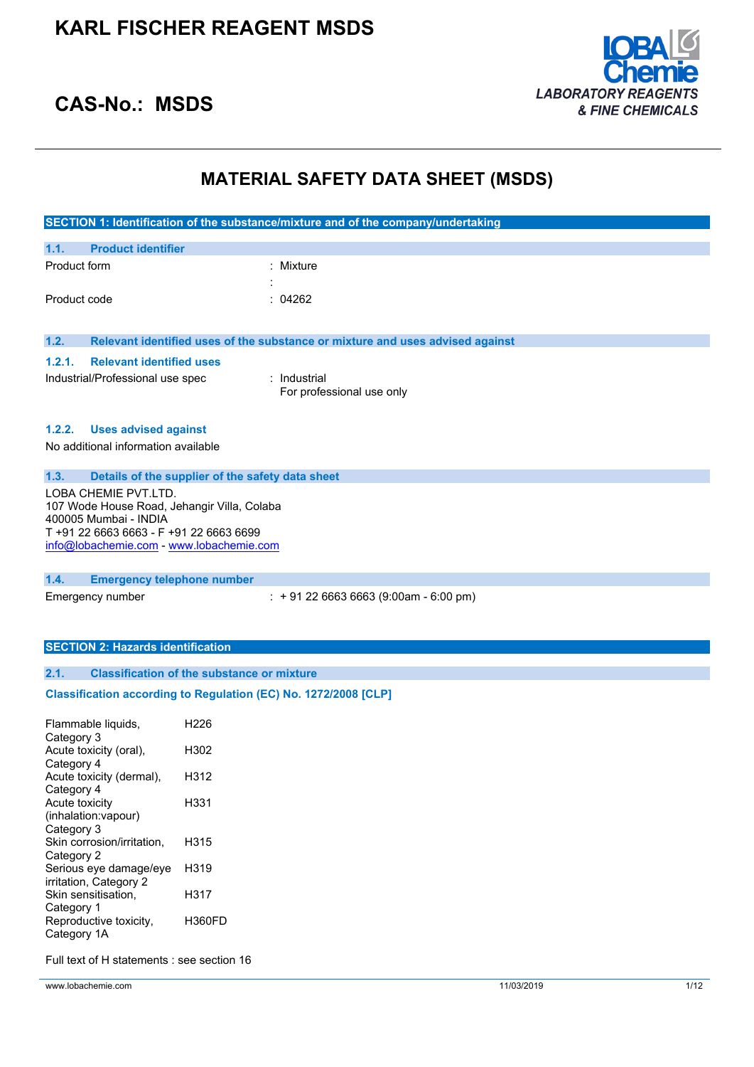# KARL FISCHER REAGENT MSDS

## CAS-No.: MSDS

LOBA Chemie
*LABORATORY REAGENTS & FINE CHEMICALS*

# MATERIAL SAFETY DATA SHEET (MSDS)

## SECTION 1: Identification of the substance/mixture and of the company/undertaking

### 1.1. Product identifier

| | |
|---|---|
| Product form | : Mixture |
| | : |
| Product code | : 04262 |

### 1.2. Relevant identified uses of the substance or mixture and uses advised against

#### 1.2.1. Relevant identified uses

| | |
|---|---|
| Industrial/Professional use spec | : Industrial<br>For professional use only |

#### 1.2.2. Uses advised against

No additional information available

### 1.3. Details of the supplier of the safety data sheet

LOBA CHEMIE PVT.LTD.
107 Wode House Road, Jehangir Villa, Colaba
400005 Mumbai - INDIA
T +91 22 6663 6663 - F +91 22 6663 6699
info@lobachemie.com - www.lobachemie.com

### 1.4. Emergency telephone number

| | |
|---|---|
| Emergency number | : + 91 22 6663 6663 (9:00am - 6:00 pm) |

## SECTION 2: Hazards identification

### 2.1. Classification of the substance or mixture

**Classification according to Regulation (EC) No. 1272/2008 [CLP]**

| | |
|---|---|
| Flammable liquids, Category 3 | H226 |
| Acute toxicity (oral), Category 4 | H302 |
| Acute toxicity (dermal), Category 4 | H312 |
| Acute toxicity (inhalation:vapour) Category 3 | H331 |
| Skin corrosion/irritation, Category 2 | H315 |
| Serious eye damage/eye irritation, Category 2 | H319 |
| Skin sensitisation, Category 1 | H317 |
| Reproductive toxicity, Category 1A | H360FD |

Full text of H statements : see section 16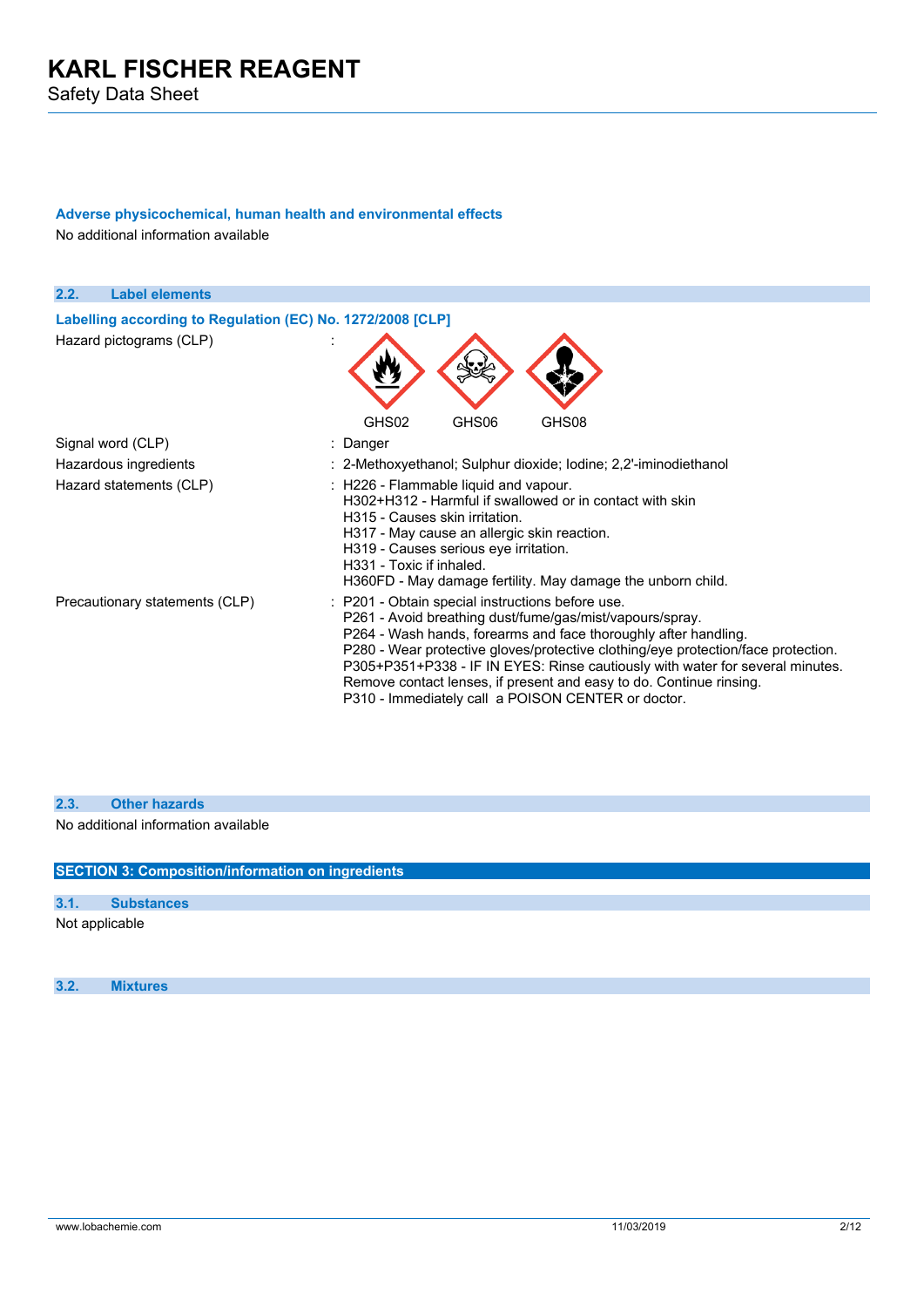**Adverse physicochemical, human health and environmental effects**

No additional information available

## 2.2. Label elements

**Labelling according to Regulation (EC) No. 1272/2008 [CLP]**

| | |
|---|---|
| Hazard pictograms (CLP) | : GHS02 GHS06 GHS08 |
| Signal word (CLP) | : Danger |
| Hazardous ingredients | : 2-Methoxyethanol; Sulphur dioxide; Iodine; 2,2'-iminodiethanol |
| Hazard statements (CLP) | : H226 - Flammable liquid and vapour.<br>H302+H312 - Harmful if swallowed or in contact with skin<br>H315 - Causes skin irritation.<br>H317 - May cause an allergic skin reaction.<br>H319 - Causes serious eye irritation.<br>H331 - Toxic if inhaled.<br>H360FD - May damage fertility. May damage the unborn child. |
| Precautionary statements (CLP) | : P201 - Obtain special instructions before use.<br>P261 - Avoid breathing dust/fume/gas/mist/vapours/spray.<br>P264 - Wash hands, forearms and face thoroughly after handling.<br>P280 - Wear protective gloves/protective clothing/eye protection/face protection.<br>P305+P351+P338 - IF IN EYES: Rinse cautiously with water for several minutes. Remove contact lenses, if present and easy to do. Continue rinsing.<br>P310 - Immediately call a POISON CENTER or doctor. |

## 2.3. Other hazards

No additional information available

# SECTION 3: Composition/information on ingredients

## 3.1. Substances

Not applicable

## 3.2. Mixtures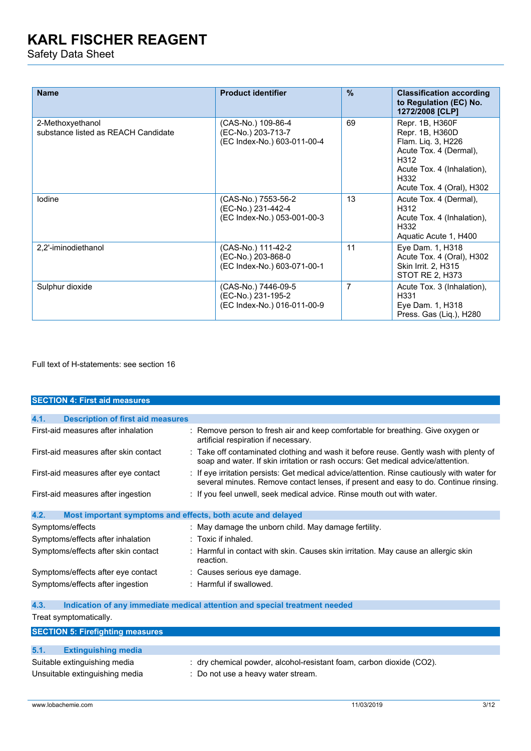| Name | Product identifier | % | Classification according to Regulation (EC) No. 1272/2008 [CLP] |
|---|---|---|---|
| 2-Methoxyethanol<br>substance listed as REACH Candidate | (CAS-No.) 109-86-4<br>(EC-No.) 203-713-7<br>(EC Index-No.) 603-011-00-4 | 69 | Repr. 1B, H360F<br>Repr. 1B, H360D<br>Flam. Liq. 3, H226<br>Acute Tox. 4 (Dermal), H312<br>Acute Tox. 4 (Inhalation), H332<br>Acute Tox. 4 (Oral), H302 |
| Iodine | (CAS-No.) 7553-56-2<br>(EC-No.) 231-442-4<br>(EC Index-No.) 053-001-00-3 | 13 | Acute Tox. 4 (Dermal), H312<br>Acute Tox. 4 (Inhalation), H332<br>Aquatic Acute 1, H400 |
| 2,2'-iminodiethanol | (CAS-No.) 111-42-2<br>(EC-No.) 203-868-0<br>(EC Index-No.) 603-071-00-1 | 11 | Eye Dam. 1, H318<br>Acute Tox. 4 (Oral), H302<br>Skin Irrit. 2, H315<br>STOT RE 2, H373 |
| Sulphur dioxide | (CAS-No.) 7446-09-5<br>(EC-No.) 231-195-2<br>(EC Index-No.) 016-011-00-9 | 7 | Acute Tox. 3 (Inhalation), H331<br>Eye Dam. 1, H318<br>Press. Gas (Liq.), H280 |

Full text of H-statements: see section 16

## SECTION 4: First aid measures

### 4.1. Description of first aid measures

| | |
|---|---|
| First-aid measures after inhalation | : Remove person to fresh air and keep comfortable for breathing. Give oxygen or artificial respiration if necessary. |
| First-aid measures after skin contact | : Take off contaminated clothing and wash it before reuse. Gently wash with plenty of soap and water. If skin irritation or rash occurs: Get medical advice/attention. |
| First-aid measures after eye contact | : If eye irritation persists: Get medical advice/attention. Rinse cautiously with water for several minutes. Remove contact lenses, if present and easy to do. Continue rinsing. |
| First-aid measures after ingestion | : If you feel unwell, seek medical advice. Rinse mouth out with water. |

### 4.2. Most important symptoms and effects, both acute and delayed

| | |
|---|---|
| Symptoms/effects | : May damage the unborn child. May damage fertility. |
| Symptoms/effects after inhalation | : Toxic if inhaled. |
| Symptoms/effects after skin contact | : Harmful in contact with skin. Causes skin irritation. May cause an allergic skin reaction. |
| Symptoms/effects after eye contact | : Causes serious eye damage. |
| Symptoms/effects after ingestion | : Harmful if swallowed. |

### 4.3. Indication of any immediate medical attention and special treatment needed

Treat symptomatically.

## SECTION 5: Firefighting measures

### 5.1. Extinguishing media

| | |
|---|---|
| Suitable extinguishing media | : dry chemical powder, alcohol-resistant foam, carbon dioxide ($CO_2$). |
| Unsuitable extinguishing media | : Do not use a heavy water stream. |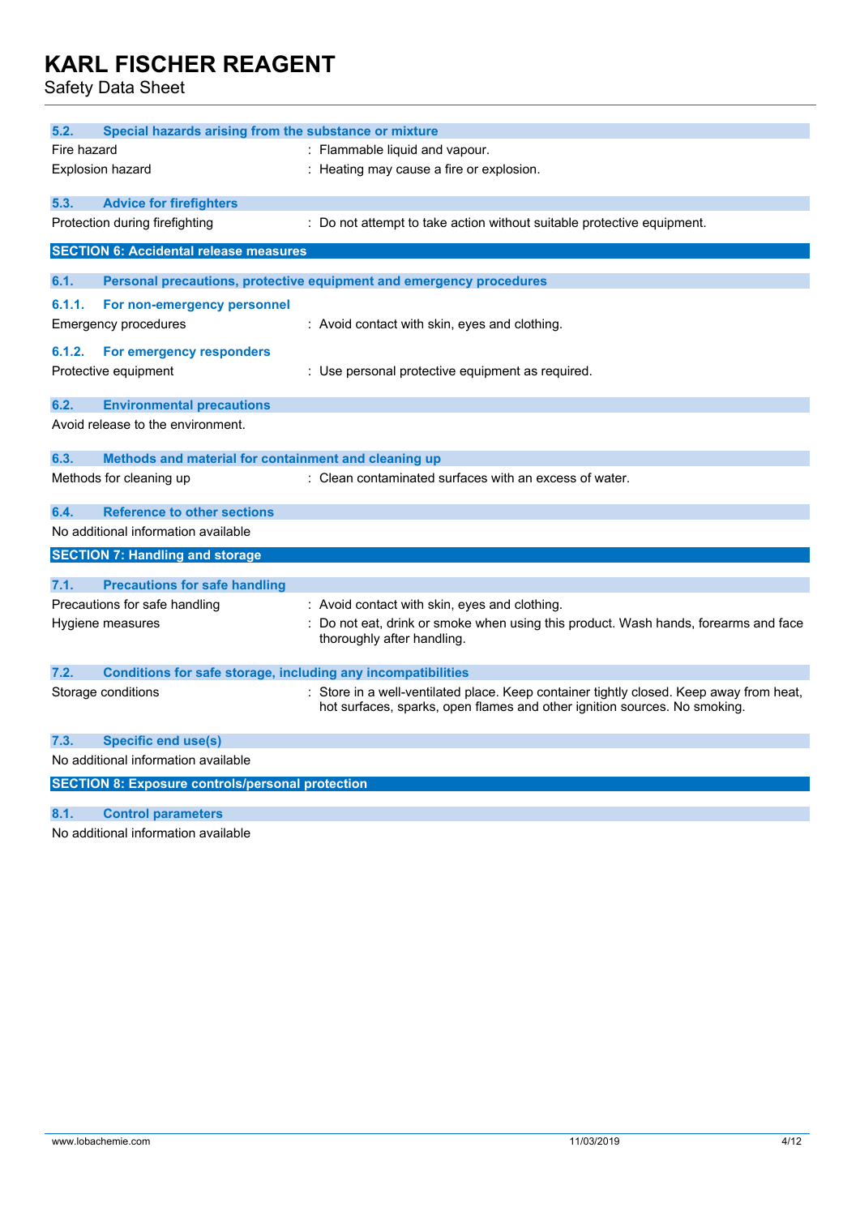### 5.2. Special hazards arising from the substance or mixture

Fire hazard : Flammable liquid and vapour.

Explosion hazard : Heating may cause a fire or explosion.

### 5.3. Advice for firefighters

Protection during firefighting : Do not attempt to take action without suitable protective equipment.

## SECTION 6: Accidental release measures

### 6.1. Personal precautions, protective equipment and emergency procedures

#### 6.1.1. For non-emergency personnel

Emergency procedures : Avoid contact with skin, eyes and clothing.

#### 6.1.2. For emergency responders

Protective equipment : Use personal protective equipment as required.

### 6.2. Environmental precautions

Avoid release to the environment.

### 6.3. Methods and material for containment and cleaning up

Methods for cleaning up : Clean contaminated surfaces with an excess of water.

### 6.4. Reference to other sections

No additional information available

## SECTION 7: Handling and storage

### 7.1. Precautions for safe handling

Precautions for safe handling : Avoid contact with skin, eyes and clothing.

Hygiene measures : Do not eat, drink or smoke when using this product. Wash hands, forearms and face thoroughly after handling.

### 7.2. Conditions for safe storage, including any incompatibilities

Storage conditions : Store in a well-ventilated place. Keep container tightly closed. Keep away from heat, hot surfaces, sparks, open flames and other ignition sources. No smoking.

### 7.3. Specific end use(s)

No additional information available

## SECTION 8: Exposure controls/personal protection

### 8.1. Control parameters

No additional information available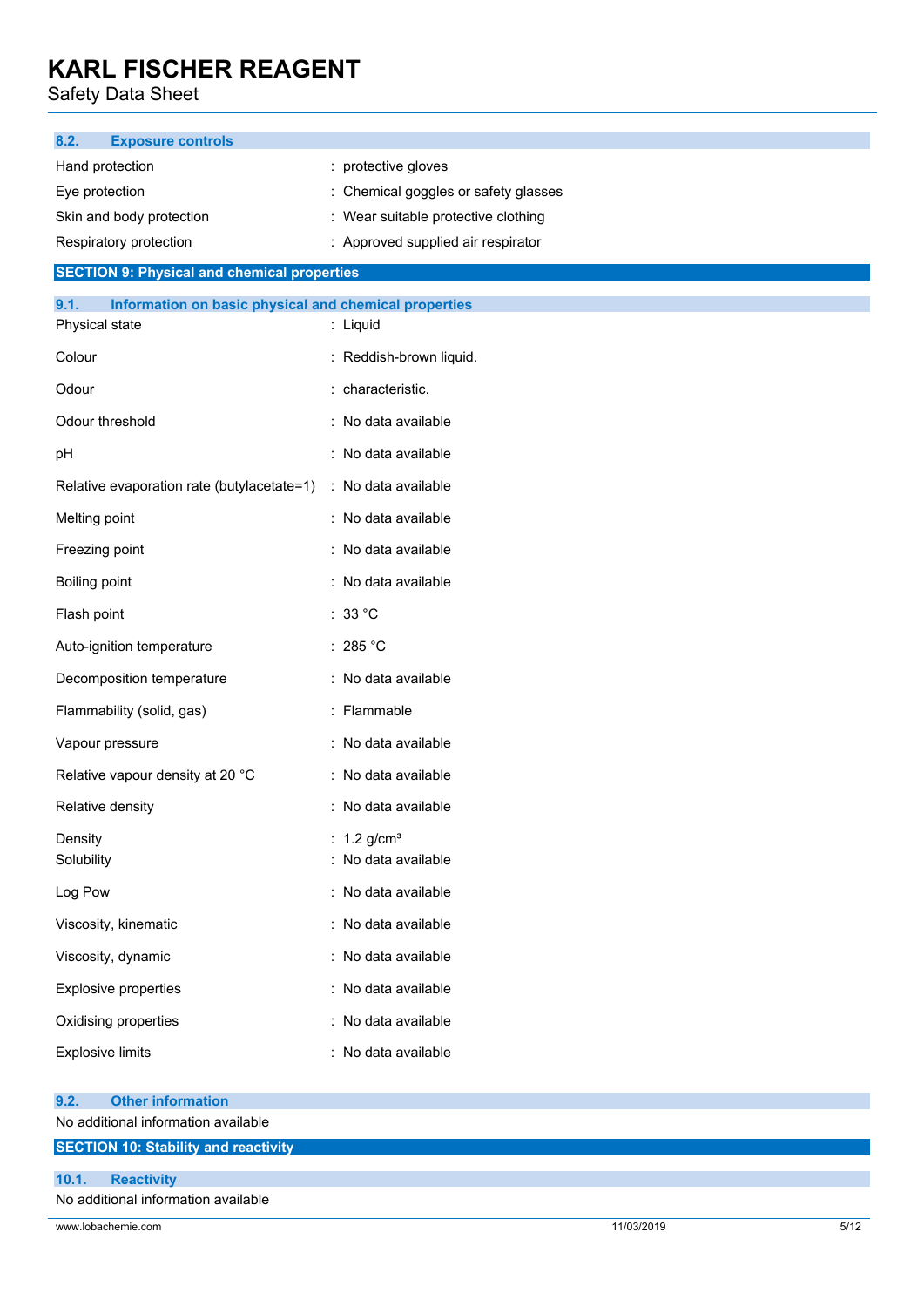### 8.2. Exposure controls

| | |
|---|---|
| Hand protection | : protective gloves |
| Eye protection | : Chemical goggles or safety glasses |
| Skin and body protection | : Wear suitable protective clothing |
| Respiratory protection | : Approved supplied air respirator |

## SECTION 9: Physical and chemical properties

### 9.1. Information on basic physical and chemical properties

| | |
|---|---|
| Physical state | : Liquid |
| Colour | : Reddish-brown liquid. |
| Odour | : characteristic. |
| Odour threshold | : No data available |
| pH | : No data available |
| Relative evaporation rate (butylacetate=1) | : No data available |
| Melting point | : No data available |
| Freezing point | : No data available |
| Boiling point | : No data available |
| Flash point | : 33 °C |
| Auto-ignition temperature | : 285 °C |
| Decomposition temperature | : No data available |
| Flammability (solid, gas) | : Flammable |
| Vapour pressure | : No data available |
| Relative vapour density at 20 °C | : No data available |
| Relative density | : No data available |
| Density | : 1.2 g/cm³ |
| Solubility | : No data available |
| Log Pow | : No data available |
| Viscosity, kinematic | : No data available |
| Viscosity, dynamic | : No data available |
| Explosive properties | : No data available |
| Oxidising properties | : No data available |
| Explosive limits | : No data available |

### 9.2. Other information

No additional information available

## SECTION 10: Stability and reactivity

### 10.1. Reactivity

No additional information available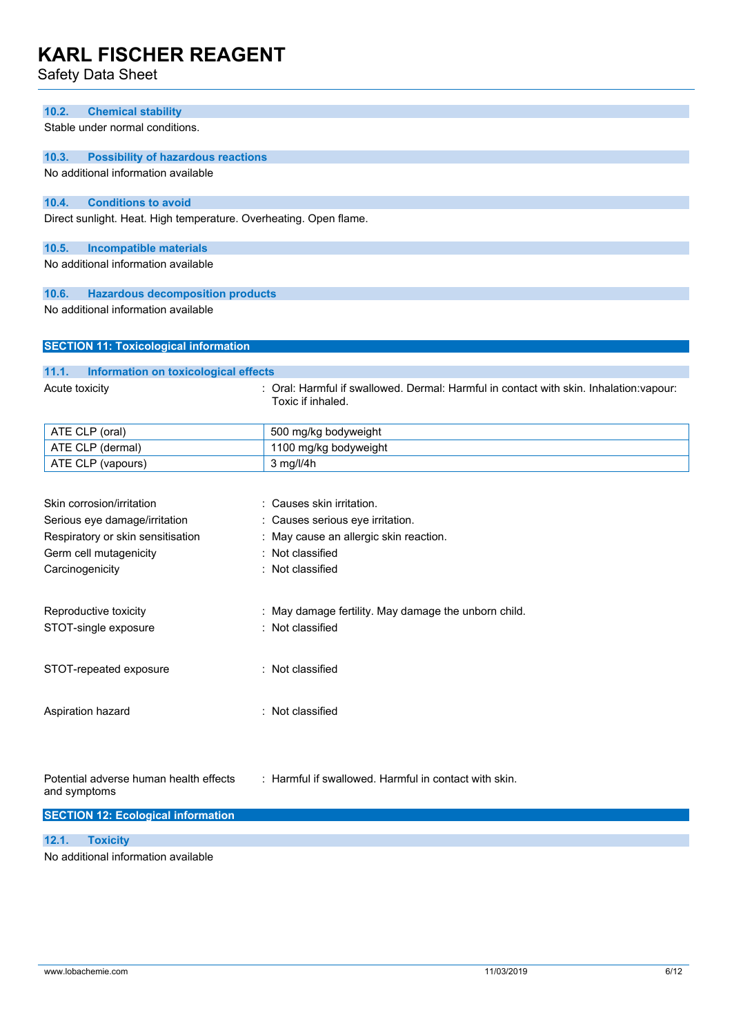### 10.2. Chemical stability

Stable under normal conditions.

### 10.3. Possibility of hazardous reactions

No additional information available

### 10.4. Conditions to avoid

Direct sunlight. Heat. High temperature. Overheating. Open flame.

### 10.5. Incompatible materials

No additional information available

### 10.6. Hazardous decomposition products

No additional information available

## SECTION 11: Toxicological information

### 11.1. Information on toxicological effects

Acute toxicity : Oral: Harmful if swallowed. Dermal: Harmful in contact with skin. Inhalation:vapour: Toxic if inhaled.

| ATE CLP (oral) | 500 mg/kg bodyweight |
|---|---|
| ATE CLP (dermal) | 1100 mg/kg bodyweight |
| ATE CLP (vapours) | 3 mg/l/4h |

Skin corrosion/irritation : Causes skin irritation.

Serious eye damage/irritation : Causes serious eye irritation.

Respiratory or skin sensitisation : May cause an allergic skin reaction.

Germ cell mutagenicity : Not classified

Carcinogenicity : Not classified

Reproductive toxicity : May damage fertility. May damage the unborn child.

STOT-single exposure : Not classified

STOT-repeated exposure : Not classified

Aspiration hazard : Not classified

Potential adverse human health effects and symptoms : Harmful if swallowed. Harmful in contact with skin.

## SECTION 12: Ecological information

### 12.1. Toxicity

No additional information available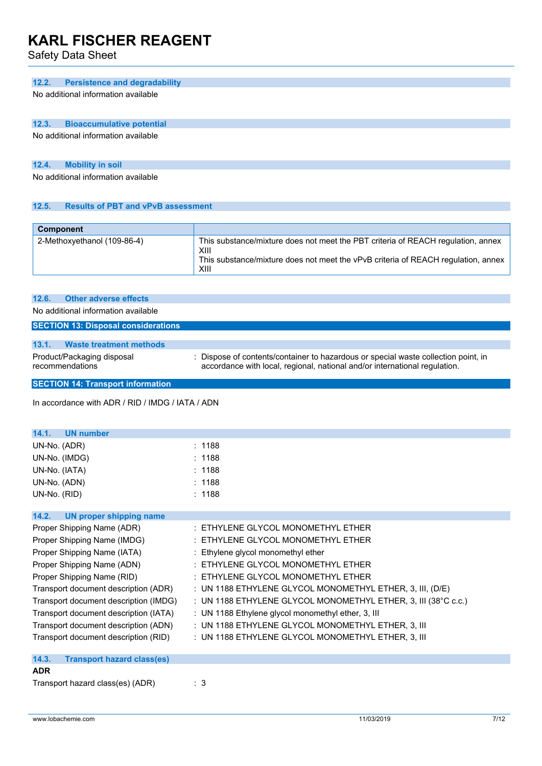### 12.2. Persistence and degradability

No additional information available

### 12.3. Bioaccumulative potential

No additional information available

### 12.4. Mobility in soil

No additional information available

### 12.5. Results of PBT and vPvB assessment

| Component | |
|---|---|
| 2-Methoxyethanol (109-86-4) | This substance/mixture does not meet the PBT criteria of REACH regulation, annex XIII<br>This substance/mixture does not meet the vPvB criteria of REACH regulation, annex XIII |

### 12.6. Other adverse effects

No additional information available

## SECTION 13: Disposal considerations

### 13.1. Waste treatment methods

Product/Packaging disposal recommendations : Dispose of contents/container to hazardous or special waste collection point, in accordance with local, regional, national and/or international regulation.

## SECTION 14: Transport information

In accordance with ADR / RID / IMDG / IATA / ADN

### 14.1. UN number

UN-No. (ADR) : 1188
UN-No. (IMDG) : 1188
UN-No. (IATA) : 1188
UN-No. (ADN) : 1188
UN-No. (RID) : 1188

### 14.2. UN proper shipping name

Proper Shipping Name (ADR) : ETHYLENE GLYCOL MONOMETHYL ETHER
Proper Shipping Name (IMDG) : ETHYLENE GLYCOL MONOMETHYL ETHER
Proper Shipping Name (IATA) : Ethylene glycol monomethyl ether
Proper Shipping Name (ADN) : ETHYLENE GLYCOL MONOMETHYL ETHER
Proper Shipping Name (RID) : ETHYLENE GLYCOL MONOMETHYL ETHER
Transport document description (ADR) : UN 1188 ETHYLENE GLYCOL MONOMETHYL ETHER, 3, III, (D/E)
Transport document description (IMDG) : UN 1188 ETHYLENE GLYCOL MONOMETHYL ETHER, 3, III (38°C c.c.)
Transport document description (IATA) : UN 1188 Ethylene glycol monomethyl ether, 3, III
Transport document description (ADN) : UN 1188 ETHYLENE GLYCOL MONOMETHYL ETHER, 3, III
Transport document description (RID) : UN 1188 ETHYLENE GLYCOL MONOMETHYL ETHER, 3, III

### 14.3. Transport hazard class(es)

**ADR**

Transport hazard class(es) (ADR) : 3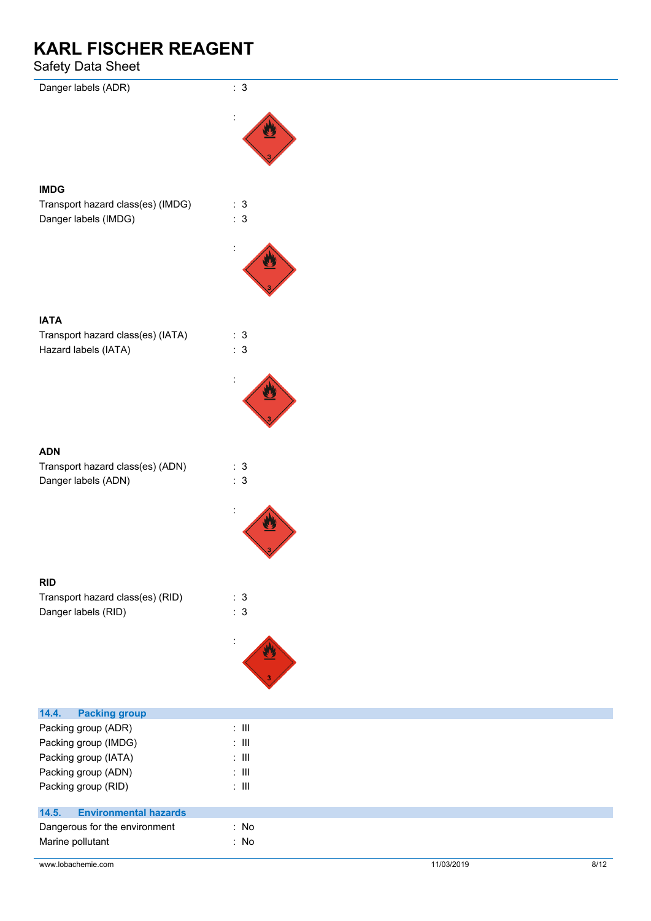Danger labels (ADR) : 3

:

**IMDG**

Transport hazard class(es) (IMDG) : 3

Danger labels (IMDG) : 3

:

**IATA**

Transport hazard class(es) (IATA) : 3

Hazard labels (IATA) : 3

:

**ADN**

Transport hazard class(es) (ADN) : 3

Danger labels (ADN) : 3

:

**RID**

Transport hazard class(es) (RID) : 3

Danger labels (RID) : 3

:

## 14.4. Packing group

Packing group (ADR) : III

Packing group (IMDG) : III

Packing group (IATA) : III

Packing group (ADN) : III

Packing group (RID) : III

## 14.5. Environmental hazards

Dangerous for the environment : No

Marine pollutant : No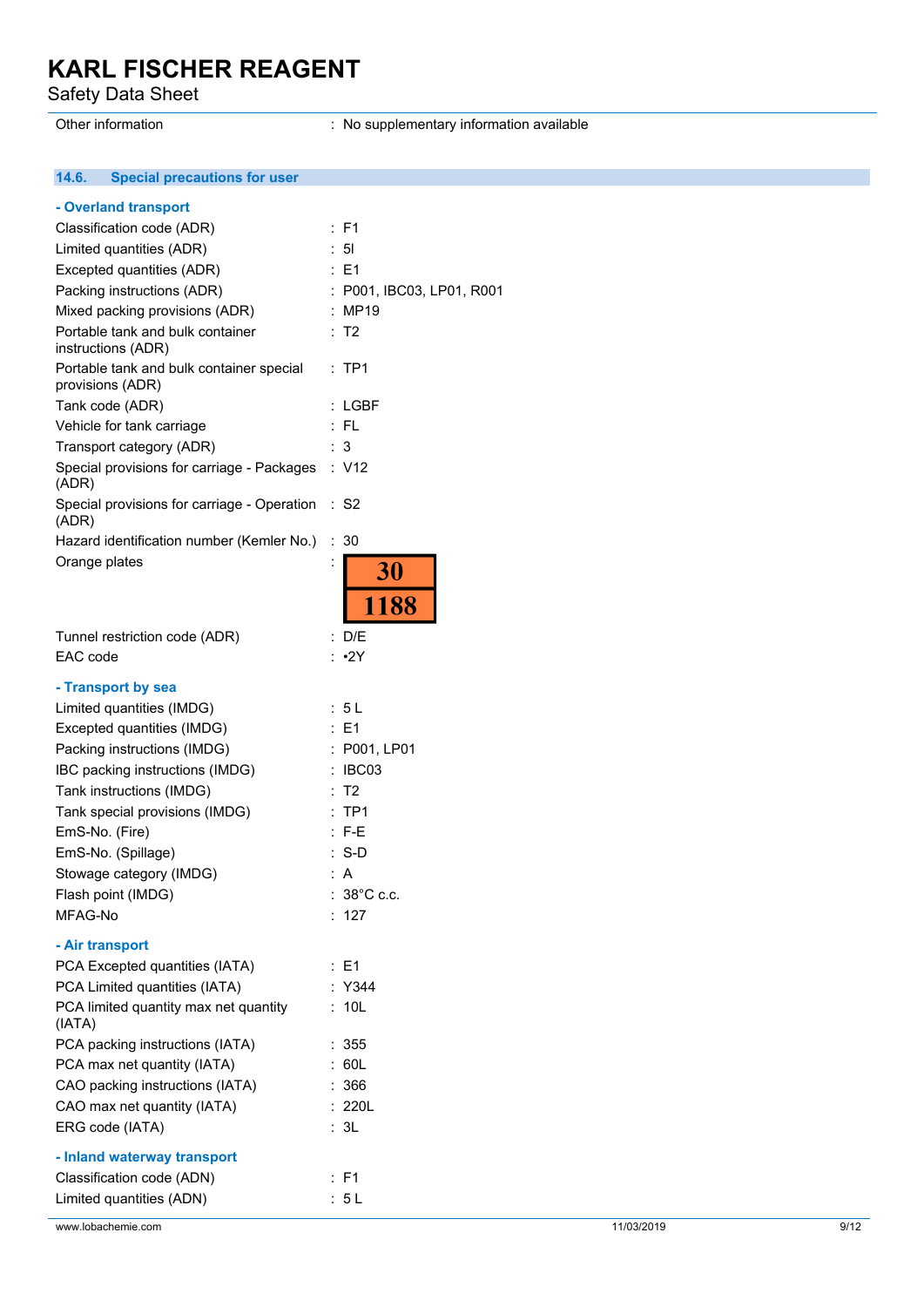Other information : No supplementary information available

## 14.6. Special precautions for user

**- Overland transport**

| | |
|---|---|
| Classification code (ADR) | : F1 |
| Limited quantities (ADR) | : 5l |
| Excepted quantities (ADR) | : E1 |
| Packing instructions (ADR) | : P001, IBC03, LP01, R001 |
| Mixed packing provisions (ADR) | : MP19 |
| Portable tank and bulk container instructions (ADR) | : T2 |
| Portable tank and bulk container special provisions (ADR) | : TP1 |
| Tank code (ADR) | : LGBF |
| Vehicle for tank carriage | : FL |
| Transport category (ADR) | : 3 |
| Special provisions for carriage - Packages (ADR) | : V12 |
| Special provisions for carriage - Operation (ADR) | : S2 |
| Hazard identification number (Kemler No.) | : 30 |
| Orange plates | : 30 / 1188 |
| Tunnel restriction code (ADR) | : D/E |
| EAC code | : •2Y |

**- Transport by sea**

| | |
|---|---|
| Limited quantities (IMDG) | : 5 L |
| Excepted quantities (IMDG) | : E1 |
| Packing instructions (IMDG) | : P001, LP01 |
| IBC packing instructions (IMDG) | : IBC03 |
| Tank instructions (IMDG) | : T2 |
| Tank special provisions (IMDG) | : TP1 |
| EmS-No. (Fire) | : F-E |
| EmS-No. (Spillage) | : S-D |
| Stowage category (IMDG) | : A |
| Flash point (IMDG) | : 38°C c.c. |
| MFAG-No | : 127 |

**- Air transport**

| | |
|---|---|
| PCA Excepted quantities (IATA) | : E1 |
| PCA Limited quantities (IATA) | : Y344 |
| PCA limited quantity max net quantity (IATA) | : 10L |
| PCA packing instructions (IATA) | : 355 |
| PCA max net quantity (IATA) | : 60L |
| CAO packing instructions (IATA) | : 366 |
| CAO max net quantity (IATA) | : 220L |
| ERG code (IATA) | : 3L |

**- Inland waterway transport**

| | |
|---|---|
| Classification code (ADN) | : F1 |
| Limited quantities (ADN) | : 5 L |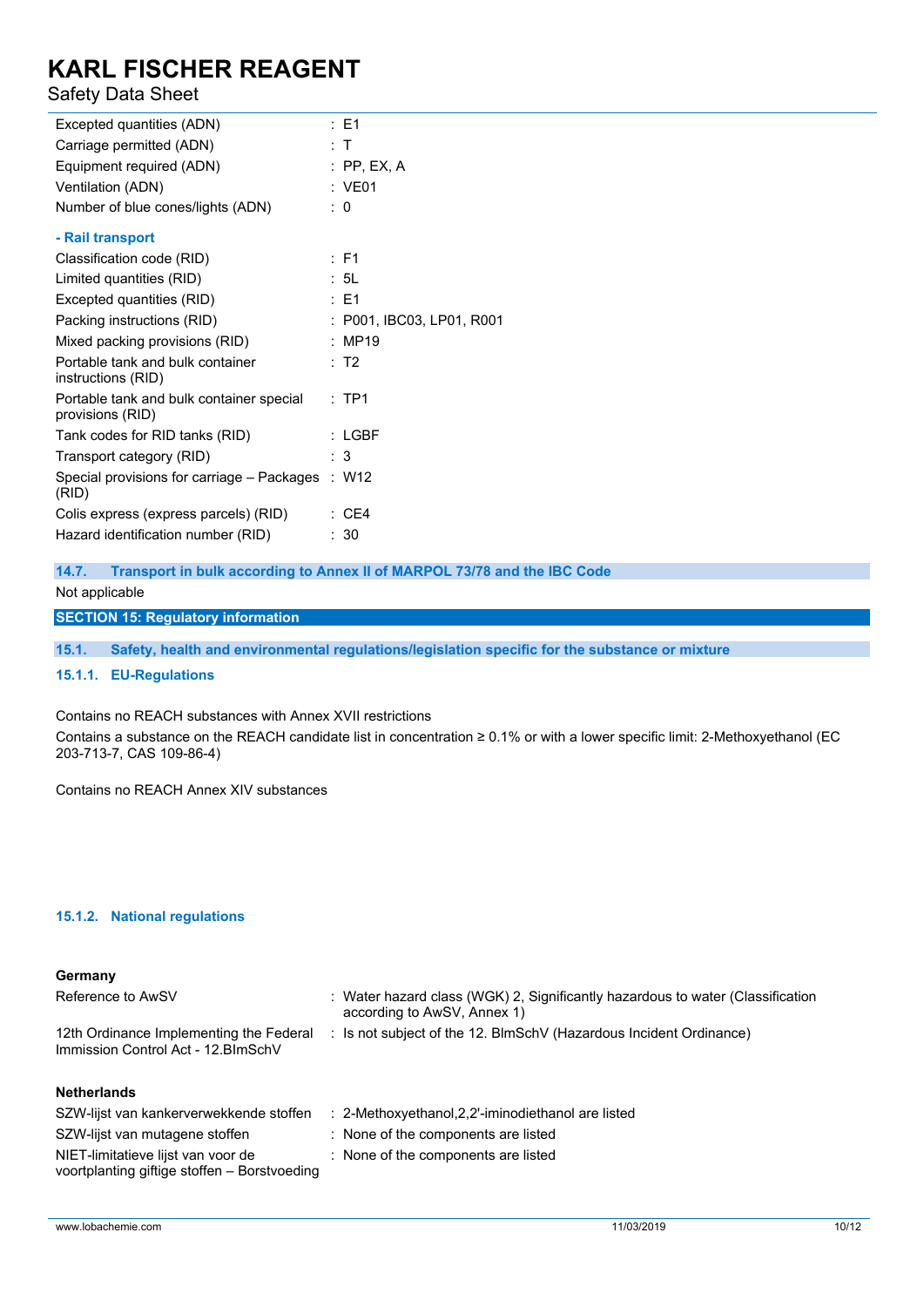| | |
|---|---|
| Excepted quantities (ADN) | : E1 |
| Carriage permitted (ADN) | : T |
| Equipment required (ADN) | : PP, EX, A |
| Ventilation (ADN) | : VE01 |
| Number of blue cones/lights (ADN) | : 0 |

**- Rail transport**

| | |
|---|---|
| Classification code (RID) | : F1 |
| Limited quantities (RID) | : 5L |
| Excepted quantities (RID) | : E1 |
| Packing instructions (RID) | : P001, IBC03, LP01, R001 |
| Mixed packing provisions (RID) | : MP19 |
| Portable tank and bulk container instructions (RID) | : T2 |
| Portable tank and bulk container special provisions (RID) | : TP1 |
| Tank codes for RID tanks (RID) | : LGBF |
| Transport category (RID) | : 3 |
| Special provisions for carriage – Packages (RID) | : W12 |
| Colis express (express parcels) (RID) | : CE4 |
| Hazard identification number (RID) | : 30 |

### 14.7. Transport in bulk according to Annex II of MARPOL 73/78 and the IBC Code

Not applicable

## SECTION 15: Regulatory information

### 15.1. Safety, health and environmental regulations/legislation specific for the substance or mixture

#### 15.1.1. EU-Regulations

Contains no REACH substances with Annex XVII restrictions

Contains a substance on the REACH candidate list in concentration ≥ 0.1% or with a lower specific limit: 2-Methoxyethanol (EC 203-713-7, CAS 109-86-4)

Contains no REACH Annex XIV substances

#### 15.1.2. National regulations

**Germany**

| | |
|---|---|
| Reference to AwSV | : Water hazard class (WGK) 2, Significantly hazardous to water (Classification according to AwSV, Annex 1) |
| 12th Ordinance Implementing the Federal Immission Control Act - 12.BImSchV | : Is not subject of the 12. BlmSchV (Hazardous Incident Ordinance) |

**Netherlands**

| | |
|---|---|
| SZW-lijst van kankerverwekkende stoffen | : 2-Methoxyethanol,2,2'-iminodiethanol are listed |
| SZW-lijst van mutagene stoffen | : None of the components are listed |
| NIET-limitatieve lijst van voor de voortplanting giftige stoffen – Borstvoeding | : None of the components are listed |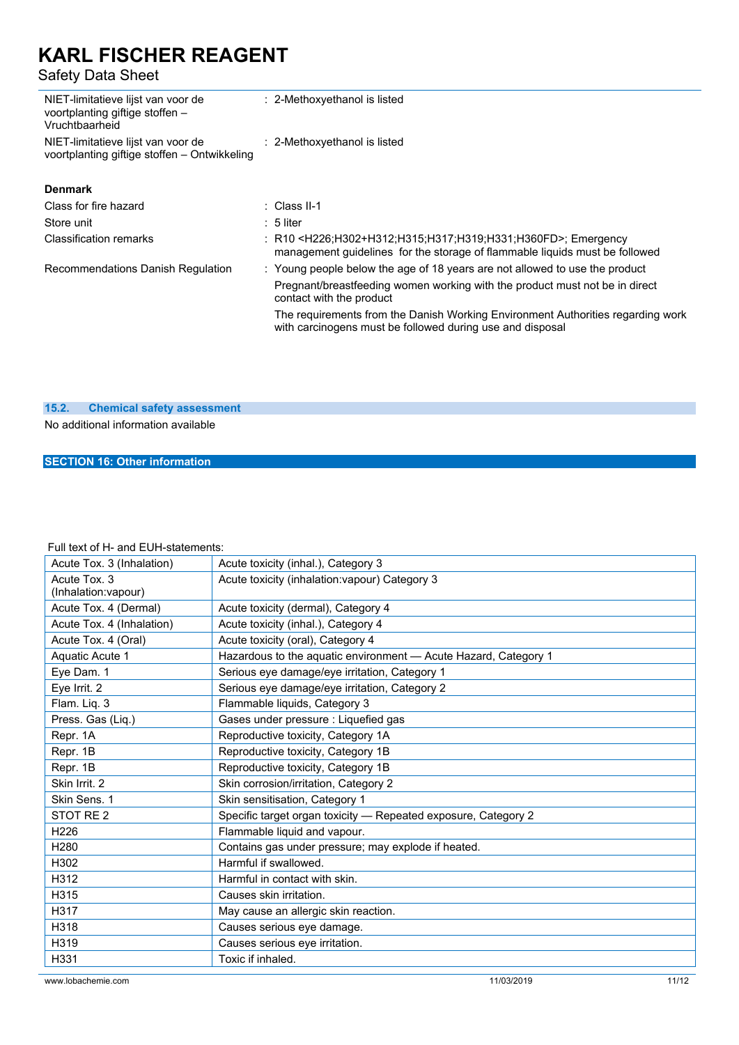| | |
|---|---|
| NIET-limitatieve lijst van voor de voortplanting giftige stoffen – Vruchtbaarheid | : 2-Methoxyethanol is listed |
| NIET-limitatieve lijst van voor de voortplanting giftige stoffen – Ontwikkeling | : 2-Methoxyethanol is listed |

**Denmark**

| | |
|---|---|
| Class for fire hazard | : Class II-1 |
| Store unit | : 5 liter |
| Classification remarks | : R10 <H226;H302+H312;H315;H317;H319;H331;H360FD>; Emergency management guidelines for the storage of flammable liquids must be followed |
| Recommendations Danish Regulation | : Young people below the age of 18 years are not allowed to use the product<br>Pregnant/breastfeeding women working with the product must not be in direct contact with the product<br>The requirements from the Danish Working Environment Authorities regarding work with carcinogens must be followed during use and disposal |

### 15.2. Chemical safety assessment

No additional information available

## SECTION 16: Other information

Full text of H- and EUH-statements:

| | |
|---|---|
| Acute Tox. 3 (Inhalation) | Acute toxicity (inhal.), Category 3 |
| Acute Tox. 3 (Inhalation:vapour) | Acute toxicity (inhalation:vapour) Category 3 |
| Acute Tox. 4 (Dermal) | Acute toxicity (dermal), Category 4 |
| Acute Tox. 4 (Inhalation) | Acute toxicity (inhal.), Category 4 |
| Acute Tox. 4 (Oral) | Acute toxicity (oral), Category 4 |
| Aquatic Acute 1 | Hazardous to the aquatic environment — Acute Hazard, Category 1 |
| Eye Dam. 1 | Serious eye damage/eye irritation, Category 1 |
| Eye Irrit. 2 | Serious eye damage/eye irritation, Category 2 |
| Flam. Liq. 3 | Flammable liquids, Category 3 |
| Press. Gas (Liq.) | Gases under pressure : Liquefied gas |
| Repr. 1A | Reproductive toxicity, Category 1A |
| Repr. 1B | Reproductive toxicity, Category 1B |
| Repr. 1B | Reproductive toxicity, Category 1B |
| Skin Irrit. 2 | Skin corrosion/irritation, Category 2 |
| Skin Sens. 1 | Skin sensitisation, Category 1 |
| STOT RE 2 | Specific target organ toxicity — Repeated exposure, Category 2 |
| H226 | Flammable liquid and vapour. |
| H280 | Contains gas under pressure; may explode if heated. |
| H302 | Harmful if swallowed. |
| H312 | Harmful in contact with skin. |
| H315 | Causes skin irritation. |
| H317 | May cause an allergic skin reaction. |
| H318 | Causes serious eye damage. |
| H319 | Causes serious eye irritation. |
| H331 | Toxic if inhaled. |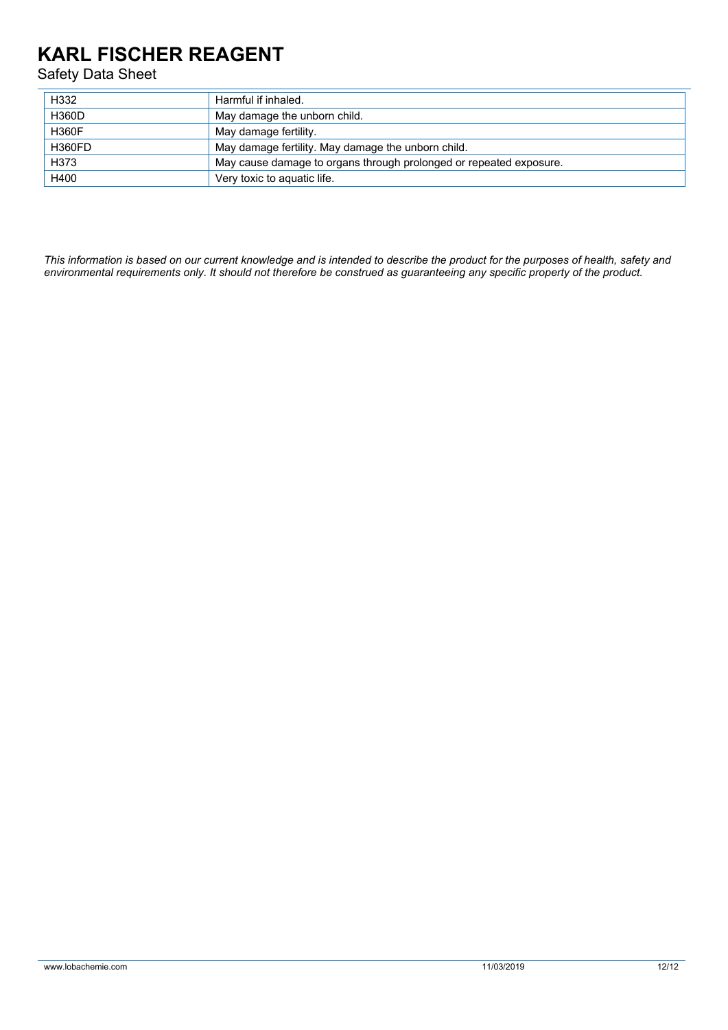| | |
|---|---|
| H332 | Harmful if inhaled. |
| H360D | May damage the unborn child. |
| H360F | May damage fertility. |
| H360FD | May damage fertility. May damage the unborn child. |
| H373 | May cause damage to organs through prolonged or repeated exposure. |
| H400 | Very toxic to aquatic life. |

*This information is based on our current knowledge and is intended to describe the product for the purposes of health, safety and environmental requirements only. It should not therefore be construed as guaranteeing any specific property of the product.*